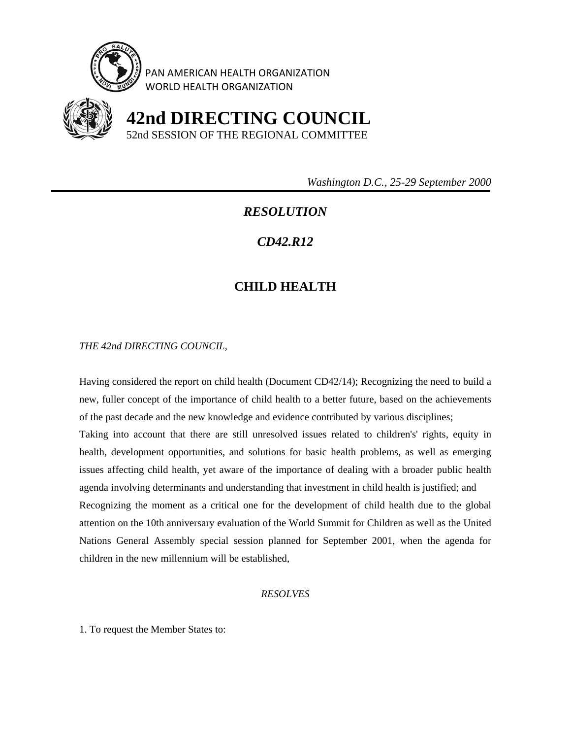PAN AMERICAN HEALTH ORGANIZATION
WORLD HEALTH ORGANIZATION

# 42nd DIRECTING COUNCIL

52nd SESSION OF THE REGIONAL COMMITTEE

*Washington D.C., 25-29 September 2000*

---

## *RESOLUTION*

## *CD42.R12*

## CHILD HEALTH

*THE 42nd DIRECTING COUNCIL,*

Having considered the report on child health (Document CD42/14); Recognizing the need to build a new, fuller concept of the importance of child health to a better future, based on the achievements of the past decade and the new knowledge and evidence contributed by various disciplines;

Taking into account that there are still unresolved issues related to children's' rights, equity in health, development opportunities, and solutions for basic health problems, as well as emerging issues affecting child health, yet aware of the importance of dealing with a broader public health agenda involving determinants and understanding that investment in child health is justified; and

Recognizing the moment as a critical one for the development of child health due to the global attention on the 10th anniversary evaluation of the World Summit for Children as well as the United Nations General Assembly special session planned for September 2001, when the agenda for children in the new millennium will be established,

*RESOLVES*

1. To request the Member States to: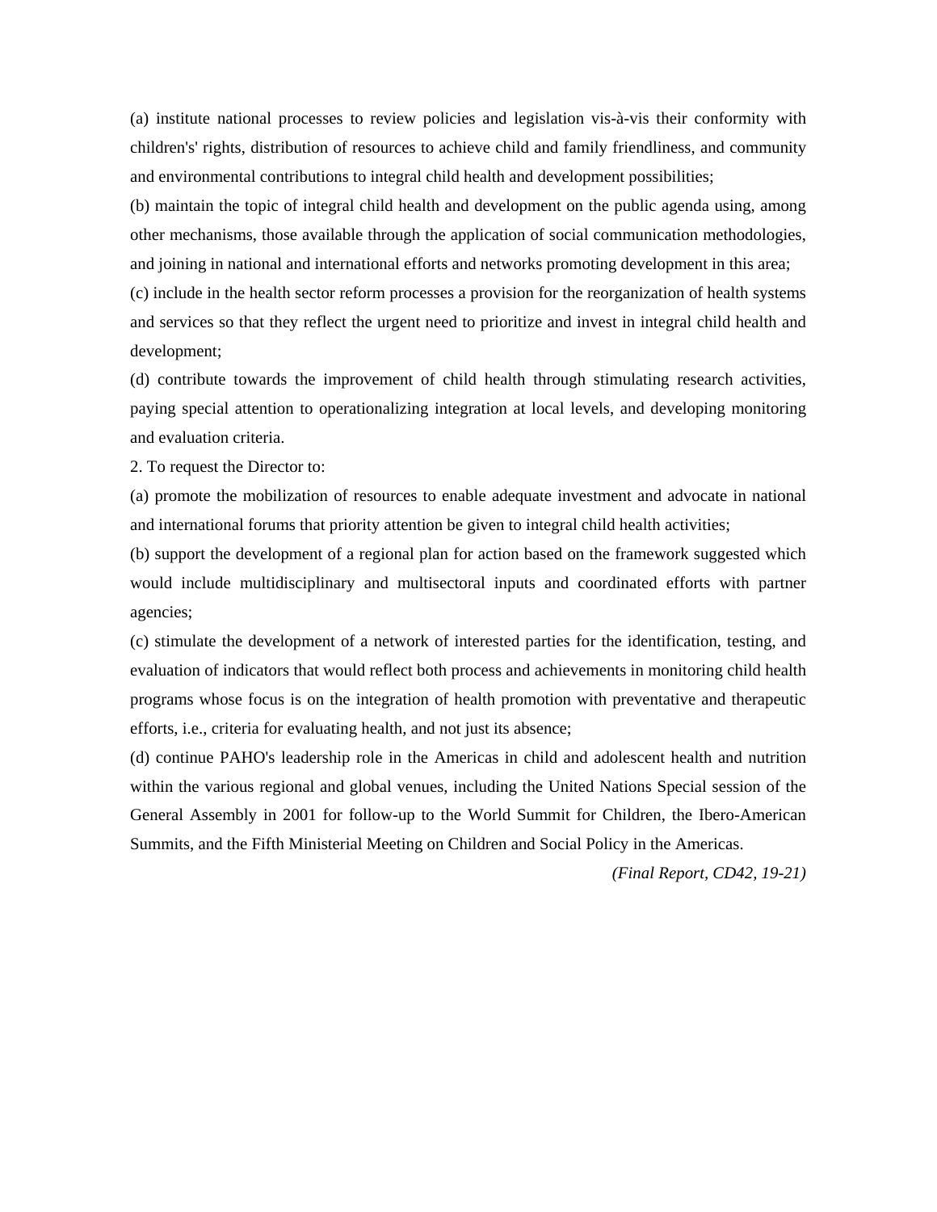(a) institute national processes to review policies and legislation vis-à-vis their conformity with children's' rights, distribution of resources to achieve child and family friendliness, and community and environmental contributions to integral child health and development possibilities;

(b) maintain the topic of integral child health and development on the public agenda using, among other mechanisms, those available through the application of social communication methodologies, and joining in national and international efforts and networks promoting development in this area;

(c) include in the health sector reform processes a provision for the reorganization of health systems and services so that they reflect the urgent need to prioritize and invest in integral child health and development;

(d) contribute towards the improvement of child health through stimulating research activities, paying special attention to operationalizing integration at local levels, and developing monitoring and evaluation criteria.

2. To request the Director to:

(a) promote the mobilization of resources to enable adequate investment and advocate in national and international forums that priority attention be given to integral child health activities;

(b) support the development of a regional plan for action based on the framework suggested which would include multidisciplinary and multisectoral inputs and coordinated efforts with partner agencies;

(c) stimulate the development of a network of interested parties for the identification, testing, and evaluation of indicators that would reflect both process and achievements in monitoring child health programs whose focus is on the integration of health promotion with preventative and therapeutic efforts, i.e., criteria for evaluating health, and not just its absence;

(d) continue PAHO's leadership role in the Americas in child and adolescent health and nutrition within the various regional and global venues, including the United Nations Special session of the General Assembly in 2001 for follow-up to the World Summit for Children, the Ibero-American Summits, and the Fifth Ministerial Meeting on Children and Social Policy in the Americas.

*(Final Report, CD42, 19-21)*